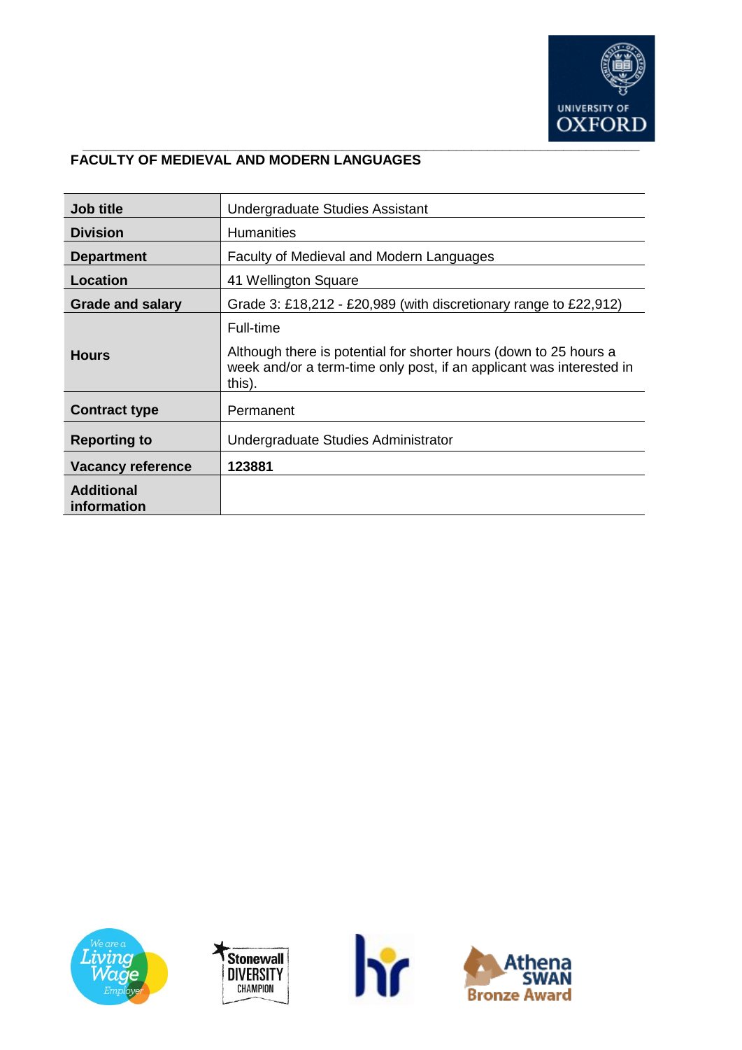## FACULTY OF MEDIEVAL AND MODERN LANGUAGES

| | |
|---|---|
| **Job title** | Undergraduate Studies Assistant |
| **Division** | Humanities |
| **Department** | Faculty of Medieval and Modern Languages |
| **Location** | 41 Wellington Square |
| **Grade and salary** | Grade 3: £18,212 - £20,989 (with discretionary range to £22,912) |
| **Hours** | Full-time<br><br>Although there is potential for shorter hours (down to 25 hours a week and/or a term-time only post, if an applicant was interested in this). |
| **Contract type** | Permanent |
| **Reporting to** | Undergraduate Studies Administrator |
| **Vacancy reference** | **123881** |
| **Additional information** | |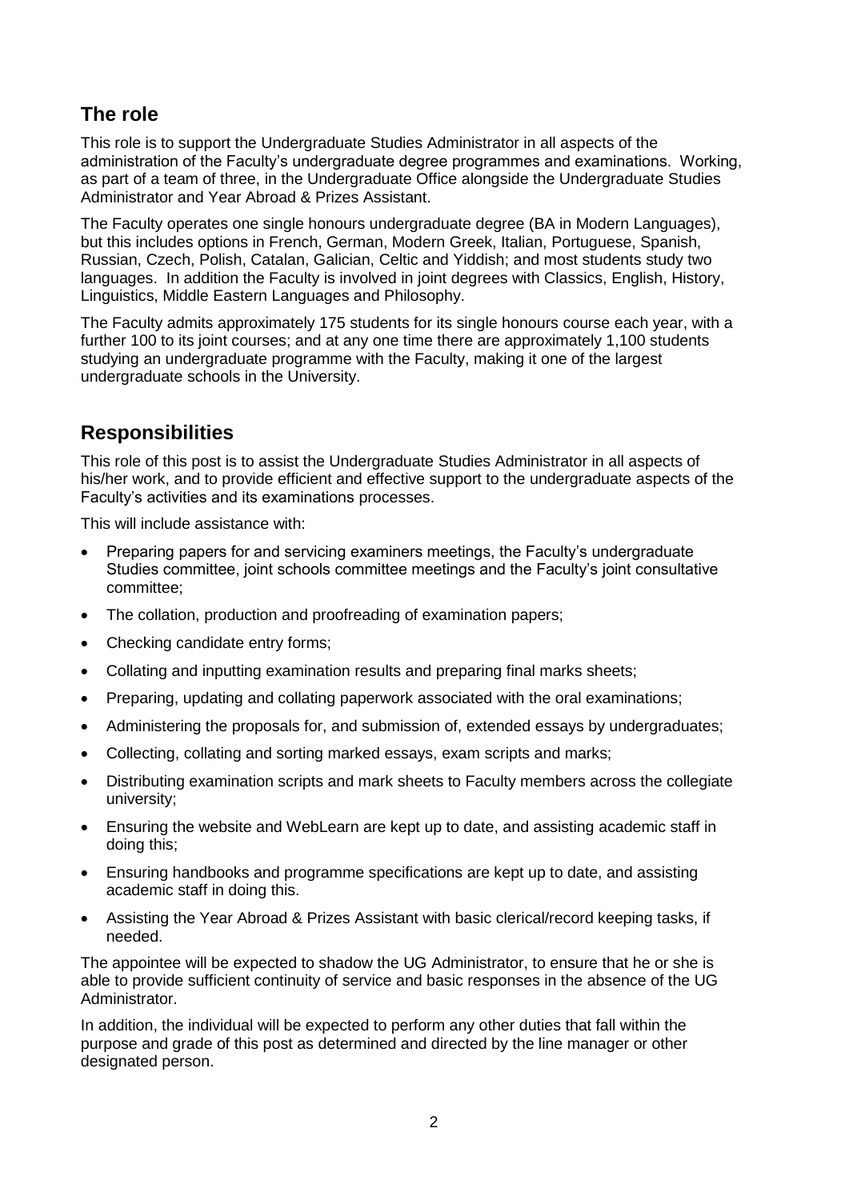## The role

This role is to support the Undergraduate Studies Administrator in all aspects of the administration of the Faculty's undergraduate degree programmes and examinations. Working, as part of a team of three, in the Undergraduate Office alongside the Undergraduate Studies Administrator and Year Abroad & Prizes Assistant.

The Faculty operates one single honours undergraduate degree (BA in Modern Languages), but this includes options in French, German, Modern Greek, Italian, Portuguese, Spanish, Russian, Czech, Polish, Catalan, Galician, Celtic and Yiddish; and most students study two languages. In addition the Faculty is involved in joint degrees with Classics, English, History, Linguistics, Middle Eastern Languages and Philosophy.

The Faculty admits approximately 175 students for its single honours course each year, with a further 100 to its joint courses; and at any one time there are approximately 1,100 students studying an undergraduate programme with the Faculty, making it one of the largest undergraduate schools in the University.

## Responsibilities

This role of this post is to assist the Undergraduate Studies Administrator in all aspects of his/her work, and to provide efficient and effective support to the undergraduate aspects of the Faculty's activities and its examinations processes.

This will include assistance with:

- Preparing papers for and servicing examiners meetings, the Faculty's undergraduate Studies committee, joint schools committee meetings and the Faculty's joint consultative committee;
- The collation, production and proofreading of examination papers;
- Checking candidate entry forms;
- Collating and inputting examination results and preparing final marks sheets;
- Preparing, updating and collating paperwork associated with the oral examinations;
- Administering the proposals for, and submission of, extended essays by undergraduates;
- Collecting, collating and sorting marked essays, exam scripts and marks;
- Distributing examination scripts and mark sheets to Faculty members across the collegiate university;
- Ensuring the website and WebLearn are kept up to date, and assisting academic staff in doing this;
- Ensuring handbooks and programme specifications are kept up to date, and assisting academic staff in doing this.
- Assisting the Year Abroad & Prizes Assistant with basic clerical/record keeping tasks, if needed.

The appointee will be expected to shadow the UG Administrator, to ensure that he or she is able to provide sufficient continuity of service and basic responses in the absence of the UG Administrator.

In addition, the individual will be expected to perform any other duties that fall within the purpose and grade of this post as determined and directed by the line manager or other designated person.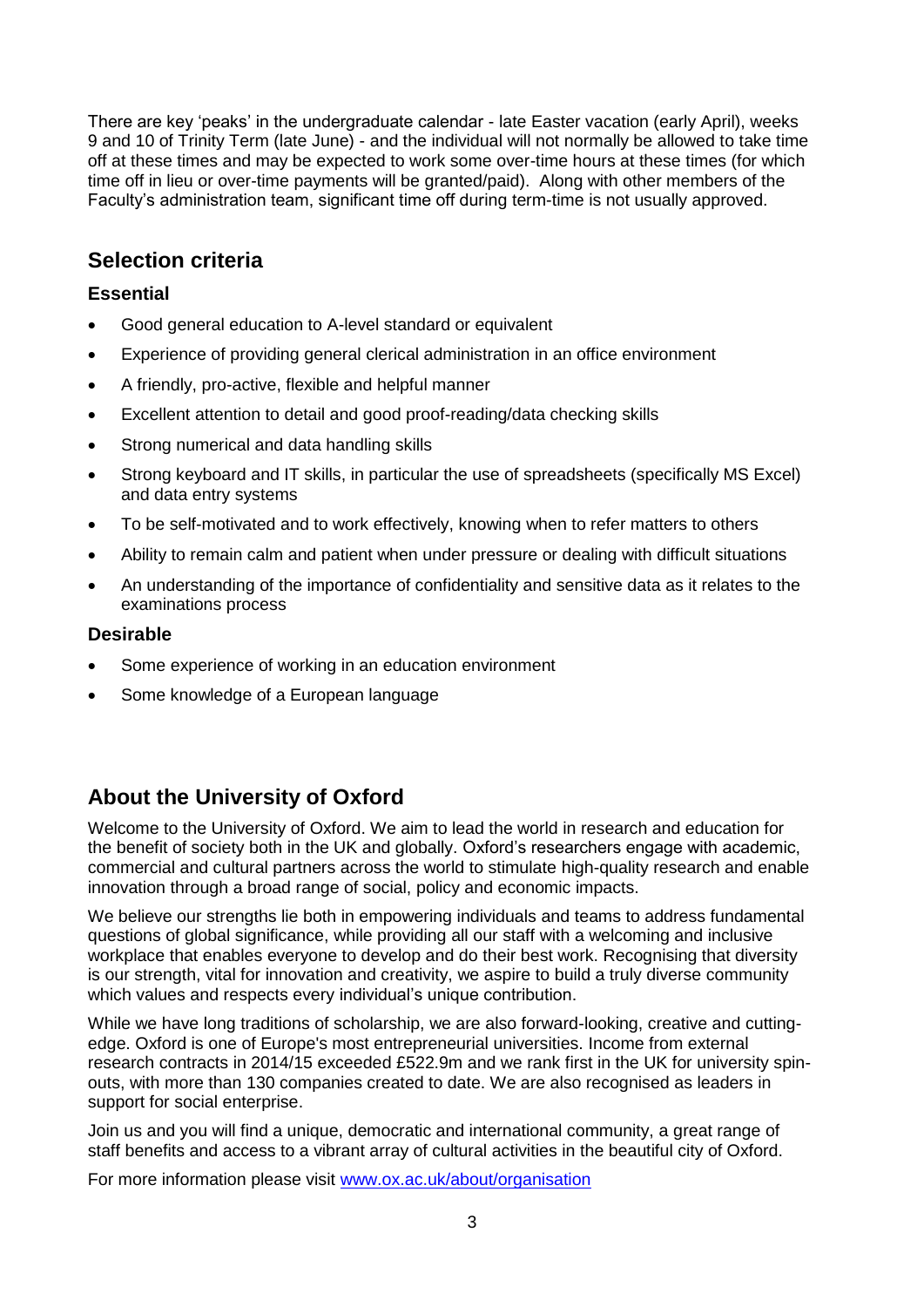There are key 'peaks' in the undergraduate calendar - late Easter vacation (early April), weeks 9 and 10 of Trinity Term (late June) - and the individual will not normally be allowed to take time off at these times and may be expected to work some over-time hours at these times (for which time off in lieu or over-time payments will be granted/paid). Along with other members of the Faculty's administration team, significant time off during term-time is not usually approved.

## Selection criteria

### Essential

- Good general education to A-level standard or equivalent
- Experience of providing general clerical administration in an office environment
- A friendly, pro-active, flexible and helpful manner
- Excellent attention to detail and good proof-reading/data checking skills
- Strong numerical and data handling skills
- Strong keyboard and IT skills, in particular the use of spreadsheets (specifically MS Excel) and data entry systems
- To be self-motivated and to work effectively, knowing when to refer matters to others
- Ability to remain calm and patient when under pressure or dealing with difficult situations
- An understanding of the importance of confidentiality and sensitive data as it relates to the examinations process

### Desirable

- Some experience of working in an education environment
- Some knowledge of a European language

## About the University of Oxford

Welcome to the University of Oxford. We aim to lead the world in research and education for the benefit of society both in the UK and globally. Oxford's researchers engage with academic, commercial and cultural partners across the world to stimulate high-quality research and enable innovation through a broad range of social, policy and economic impacts.

We believe our strengths lie both in empowering individuals and teams to address fundamental questions of global significance, while providing all our staff with a welcoming and inclusive workplace that enables everyone to develop and do their best work. Recognising that diversity is our strength, vital for innovation and creativity, we aspire to build a truly diverse community which values and respects every individual's unique contribution.

While we have long traditions of scholarship, we are also forward-looking, creative and cutting-edge. Oxford is one of Europe's most entrepreneurial universities. Income from external research contracts in 2014/15 exceeded £522.9m and we rank first in the UK for university spin-outs, with more than 130 companies created to date. We are also recognised as leaders in support for social enterprise.

Join us and you will find a unique, democratic and international community, a great range of staff benefits and access to a vibrant array of cultural activities in the beautiful city of Oxford.

For more information please visit [www.ox.ac.uk/about/organisation](http://www.ox.ac.uk/about/organisation)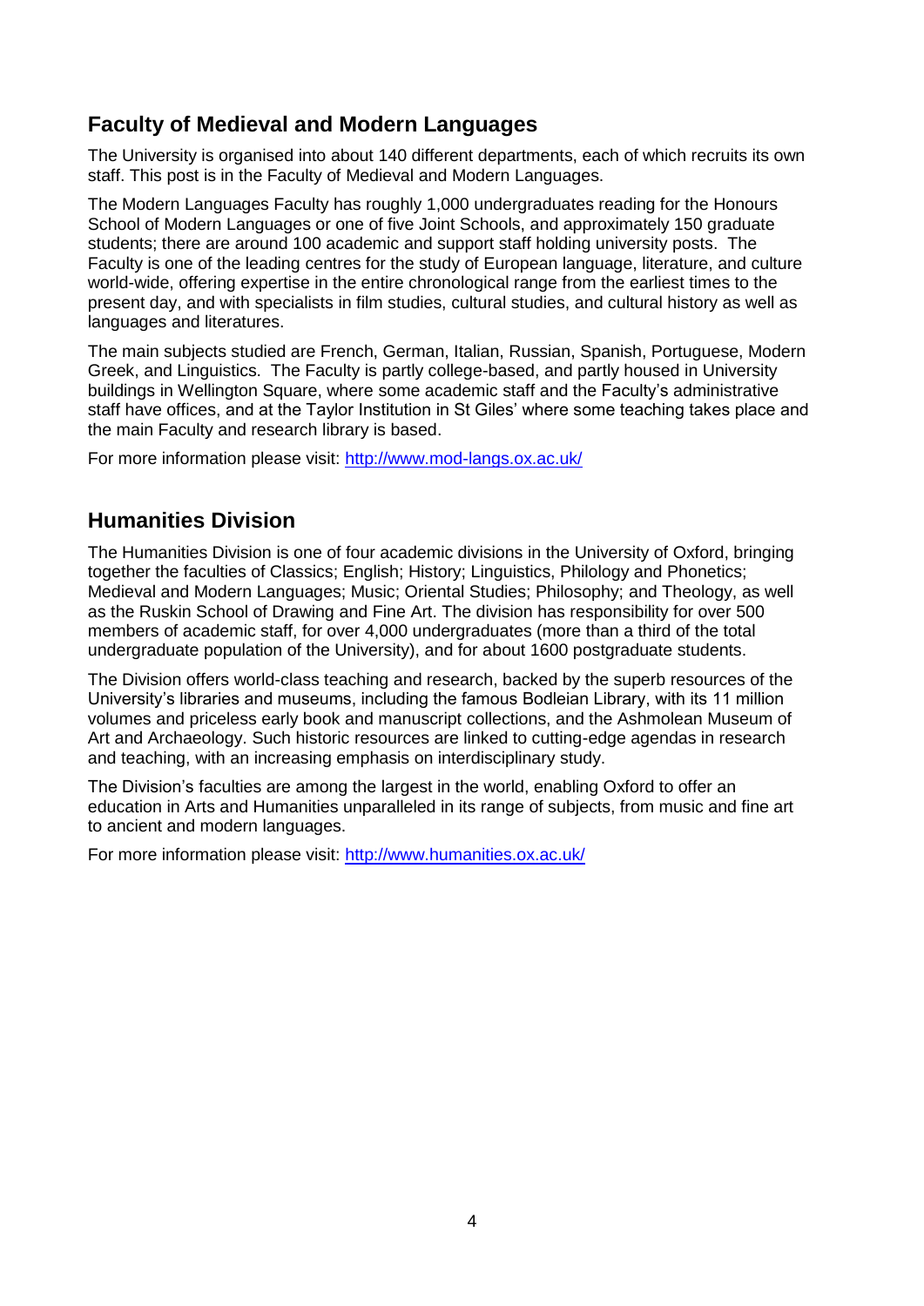## Faculty of Medieval and Modern Languages

The University is organised into about 140 different departments, each of which recruits its own staff. This post is in the Faculty of Medieval and Modern Languages.

The Modern Languages Faculty has roughly 1,000 undergraduates reading for the Honours School of Modern Languages or one of five Joint Schools, and approximately 150 graduate students; there are around 100 academic and support staff holding university posts. The Faculty is one of the leading centres for the study of European language, literature, and culture world-wide, offering expertise in the entire chronological range from the earliest times to the present day, and with specialists in film studies, cultural studies, and cultural history as well as languages and literatures.

The main subjects studied are French, German, Italian, Russian, Spanish, Portuguese, Modern Greek, and Linguistics. The Faculty is partly college-based, and partly housed in University buildings in Wellington Square, where some academic staff and the Faculty's administrative staff have offices, and at the Taylor Institution in St Giles' where some teaching takes place and the main Faculty and research library is based.

For more information please visit: http://www.mod-langs.ox.ac.uk/

## Humanities Division

The Humanities Division is one of four academic divisions in the University of Oxford, bringing together the faculties of Classics; English; History; Linguistics, Philology and Phonetics; Medieval and Modern Languages; Music; Oriental Studies; Philosophy; and Theology, as well as the Ruskin School of Drawing and Fine Art. The division has responsibility for over 500 members of academic staff, for over 4,000 undergraduates (more than a third of the total undergraduate population of the University), and for about 1600 postgraduate students.

The Division offers world-class teaching and research, backed by the superb resources of the University's libraries and museums, including the famous Bodleian Library, with its 11 million volumes and priceless early book and manuscript collections, and the Ashmolean Museum of Art and Archaeology. Such historic resources are linked to cutting-edge agendas in research and teaching, with an increasing emphasis on interdisciplinary study.

The Division's faculties are among the largest in the world, enabling Oxford to offer an education in Arts and Humanities unparalleled in its range of subjects, from music and fine art to ancient and modern languages.

For more information please visit: http://www.humanities.ox.ac.uk/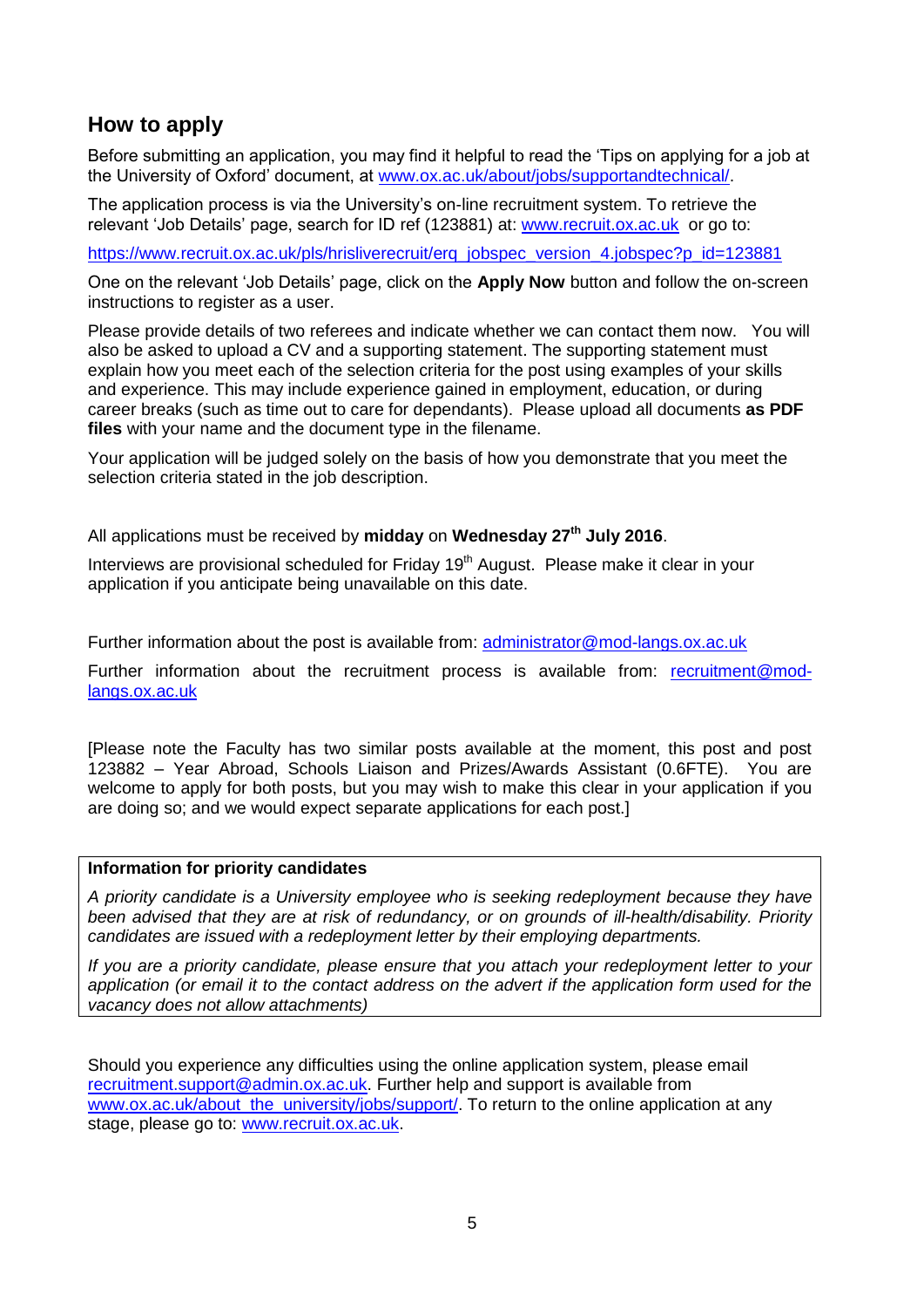## How to apply

Before submitting an application, you may find it helpful to read the 'Tips on applying for a job at the University of Oxford' document, at www.ox.ac.uk/about/jobs/supportandtechnical/.

The application process is via the University's on-line recruitment system. To retrieve the relevant 'Job Details' page, search for ID ref (123881) at: www.recruit.ox.ac.uk or go to:

https://www.recruit.ox.ac.uk/pls/hrisliverecruit/erq_jobspec_version_4.jobspec?p_id=123881

One on the relevant 'Job Details' page, click on the **Apply Now** button and follow the on-screen instructions to register as a user.

Please provide details of two referees and indicate whether we can contact them now. You will also be asked to upload a CV and a supporting statement. The supporting statement must explain how you meet each of the selection criteria for the post using examples of your skills and experience. This may include experience gained in employment, education, or during career breaks (such as time out to care for dependants). Please upload all documents **as PDF files** with your name and the document type in the filename.

Your application will be judged solely on the basis of how you demonstrate that you meet the selection criteria stated in the job description.

All applications must be received by **midday** on **Wednesday 27th July 2016**.

Interviews are provisional scheduled for Friday 19th August. Please make it clear in your application if you anticipate being unavailable on this date.

Further information about the post is available from: administrator@mod-langs.ox.ac.uk

Further information about the recruitment process is available from: recruitment@mod-langs.ox.ac.uk

[Please note the Faculty has two similar posts available at the moment, this post and post 123882 – Year Abroad, Schools Liaison and Prizes/Awards Assistant (0.6FTE). You are welcome to apply for both posts, but you may wish to make this clear in your application if you are doing so; and we would expect separate applications for each post.]

**Information for priority candidates**

*A priority candidate is a University employee who is seeking redeployment because they have been advised that they are at risk of redundancy, or on grounds of ill-health/disability. Priority candidates are issued with a redeployment letter by their employing departments.*

*If you are a priority candidate, please ensure that you attach your redeployment letter to your application (or email it to the contact address on the advert if the application form used for the vacancy does not allow attachments)*

Should you experience any difficulties using the online application system, please email recruitment.support@admin.ox.ac.uk. Further help and support is available from www.ox.ac.uk/about_the_university/jobs/support/. To return to the online application at any stage, please go to: www.recruit.ox.ac.uk.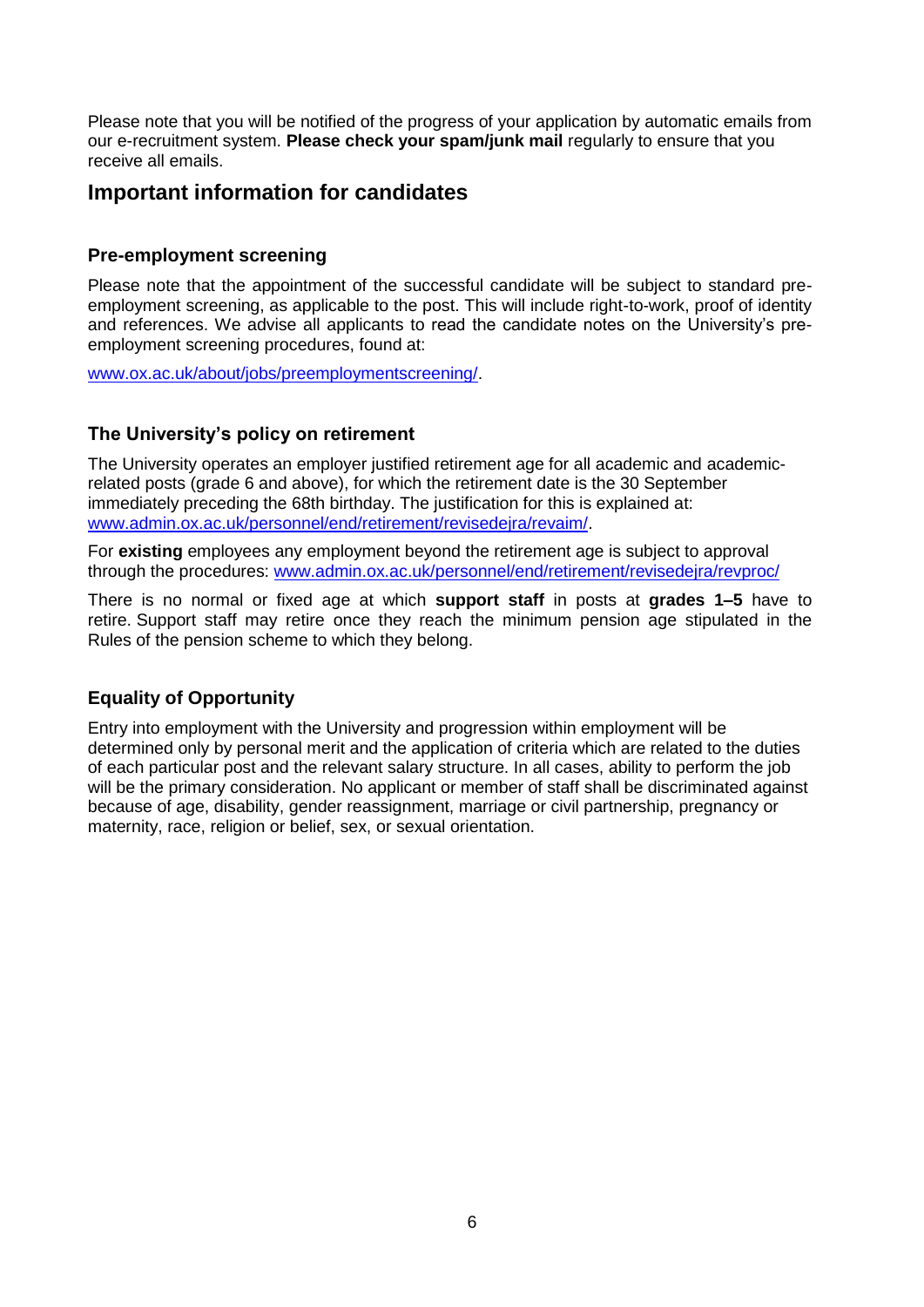Please note that you will be notified of the progress of your application by automatic emails from our e-recruitment system. **Please check your spam/junk mail** regularly to ensure that you receive all emails.

## Important information for candidates

### Pre-employment screening

Please note that the appointment of the successful candidate will be subject to standard pre-employment screening, as applicable to the post. This will include right-to-work, proof of identity and references. We advise all applicants to read the candidate notes on the University's pre-employment screening procedures, found at:

[www.ox.ac.uk/about/jobs/preemploymentscreening/](www.ox.ac.uk/about/jobs/preemploymentscreening/).

### The University's policy on retirement

The University operates an employer justified retirement age for all academic and academic-related posts (grade 6 and above), for which the retirement date is the 30 September immediately preceding the 68th birthday. The justification for this is explained at: [www.admin.ox.ac.uk/personnel/end/retirement/revisedejra/revaim/](www.admin.ox.ac.uk/personnel/end/retirement/revisedejra/revaim/).

For **existing** employees any employment beyond the retirement age is subject to approval through the procedures: [www.admin.ox.ac.uk/personnel/end/retirement/revisedejra/revproc/](www.admin.ox.ac.uk/personnel/end/retirement/revisedejra/revproc/)

There is no normal or fixed age at which **support staff** in posts at **grades 1–5** have to retire. Support staff may retire once they reach the minimum pension age stipulated in the Rules of the pension scheme to which they belong.

### Equality of Opportunity

Entry into employment with the University and progression within employment will be determined only by personal merit and the application of criteria which are related to the duties of each particular post and the relevant salary structure. In all cases, ability to perform the job will be the primary consideration. No applicant or member of staff shall be discriminated against because of age, disability, gender reassignment, marriage or civil partnership, pregnancy or maternity, race, religion or belief, sex, or sexual orientation.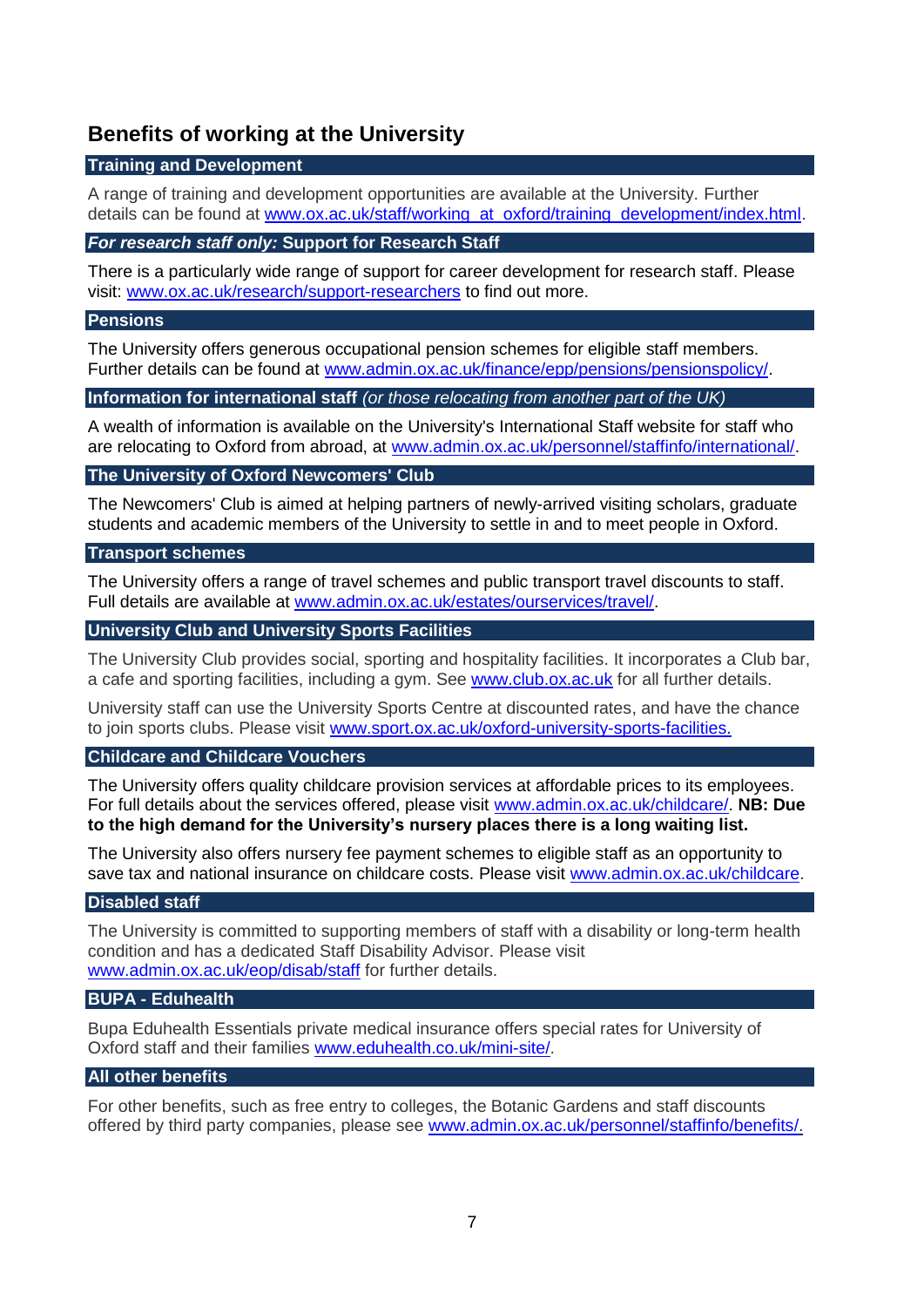## Benefits of working at the University

### Training and Development

A range of training and development opportunities are available at the University. Further details can be found at www.ox.ac.uk/staff/working_at_oxford/training_development/index.html.

### *For research staff only:* Support for Research Staff

There is a particularly wide range of support for career development for research staff. Please visit: www.ox.ac.uk/research/support-researchers to find out more.

### Pensions

The University offers generous occupational pension schemes for eligible staff members. Further details can be found at www.admin.ox.ac.uk/finance/epp/pensions/pensionspolicy/.

### Information for international staff *(or those relocating from another part of the UK)*

A wealth of information is available on the University's International Staff website for staff who are relocating to Oxford from abroad, at www.admin.ox.ac.uk/personnel/staffinfo/international/.

### The University of Oxford Newcomers' Club

The Newcomers' Club is aimed at helping partners of newly-arrived visiting scholars, graduate students and academic members of the University to settle in and to meet people in Oxford.

### Transport schemes

The University offers a range of travel schemes and public transport travel discounts to staff. Full details are available at www.admin.ox.ac.uk/estates/ourservices/travel/.

### University Club and University Sports Facilities

The University Club provides social, sporting and hospitality facilities. It incorporates a Club bar, a cafe and sporting facilities, including a gym. See www.club.ox.ac.uk for all further details.

University staff can use the University Sports Centre at discounted rates, and have the chance to join sports clubs. Please visit www.sport.ox.ac.uk/oxford-university-sports-facilities.

### Childcare and Childcare Vouchers

The University offers quality childcare provision services at affordable prices to its employees. For full details about the services offered, please visit www.admin.ox.ac.uk/childcare/. **NB: Due to the high demand for the University's nursery places there is a long waiting list.**

The University also offers nursery fee payment schemes to eligible staff as an opportunity to save tax and national insurance on childcare costs. Please visit www.admin.ox.ac.uk/childcare.

### Disabled staff

The University is committed to supporting members of staff with a disability or long-term health condition and has a dedicated Staff Disability Advisor. Please visit www.admin.ox.ac.uk/eop/disab/staff for further details.

### BUPA - Eduhealth

Bupa Eduhealth Essentials private medical insurance offers special rates for University of Oxford staff and their families www.eduhealth.co.uk/mini-site/.

### All other benefits

For other benefits, such as free entry to colleges, the Botanic Gardens and staff discounts offered by third party companies, please see www.admin.ox.ac.uk/personnel/staffinfo/benefits/.